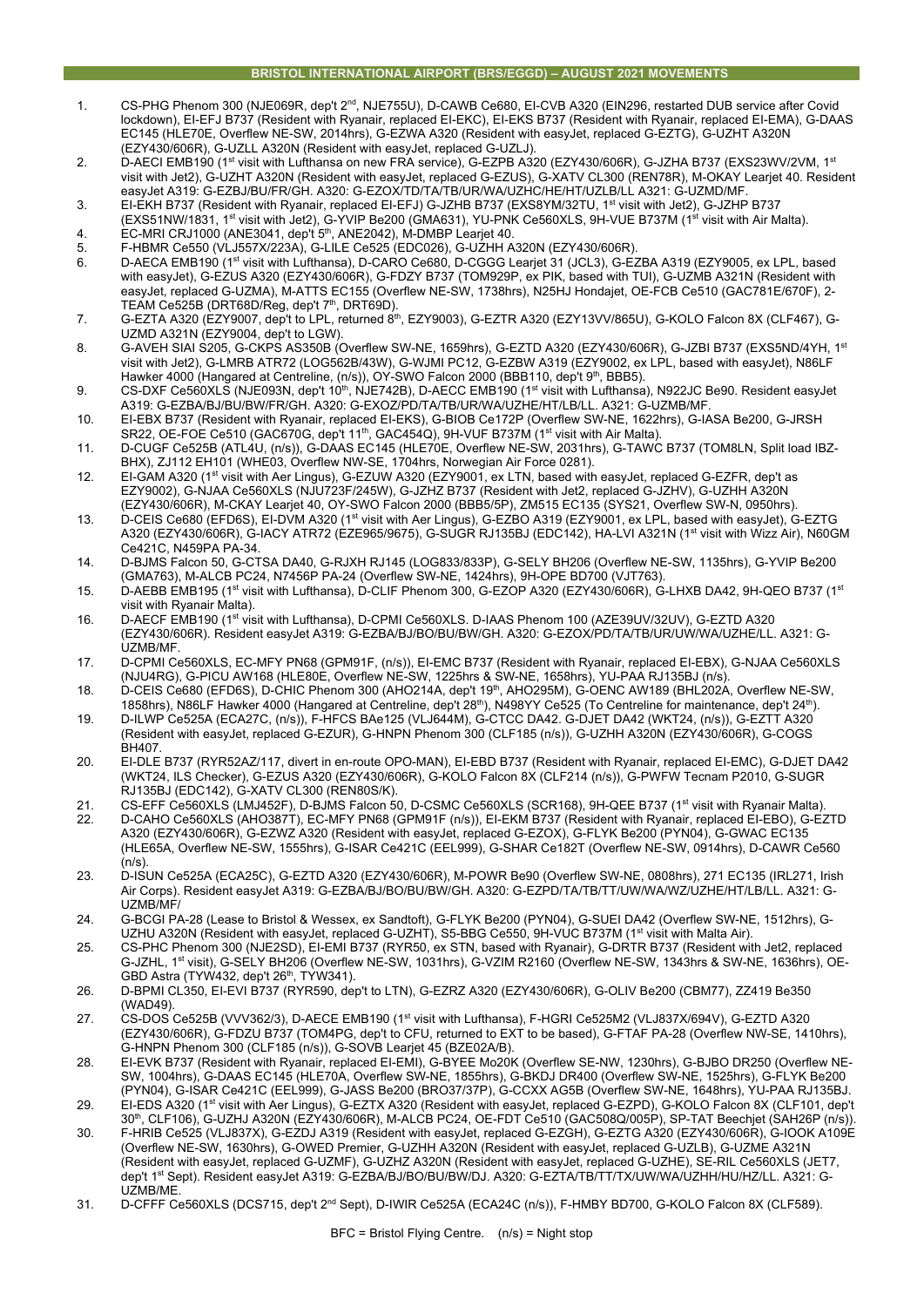## BRISTOL INTERNATIONAL AIRPORT (BRS/EGGD) – AUGUST 2021 MOVEMENTS

1. CS-PHG Phenom 300 (NJE069R, dep't 2nd, NJE755U), D-CAWB Ce680, EI-CVB A320 (EIN296, restarted DUB service after Covid lockdown), EI-EFJ B737 (Resident with Ryanair, replaced EI-EKC), EI-EKS B737 (Resident with Ryanair, replaced EI-EMA), G-DAAS EC145 (HLE70E, Overflew NE-SW, 2014hrs), G-EZWA A320 (Resident with easyJet, replaced G-EZTG), G-UZHT A320N (EZY430/606R), G-UZLL A320N (Resident with easyJet, replaced G-UZLJ).
2. D-AECI EMB190 (1st visit with Lufthansa on new FRA service), G-EZPB A320 (EZY430/606R), G-JZHA B737 (EXS23WV/2VM, 1st visit with Jet2), G-UZHT A320N (Resident with easyJet, replaced G-EZUS), G-XATV CL300 (REN78R), M-OKAY Learjet 40. Resident easyJet A319: G-EZBJ/BU/FR/GH. A320: G-EZOX/TD/TA/TB/UR/WA/UZHC/HE/HT/UZLB/LL. A321: G-UZMD/MF.
3. EI-EKH B737 (Resident with Ryanair, replaced EI-EFJ) G-JZHB B737 (EXS8YM/32TU, 1st visit with Jet2), G-JZHP B737 (EXS51NW/1831, 1st visit with Jet2), G-YVIP Be200 (GMA631), YU-PNK Ce560XLS, 9H-VUE B737M (1st visit with Air Malta).
4. EC-MRI CRJ1000 (ANE3041, dep't 5th, ANE2042), M-DMBP Learjet 40.
5. F-HBMR Ce550 (VLJ557X/223A), G-LILE Ce525 (EDC026), G-UZHH A320N (EZY430/606R).
6. D-AECA EMB190 (1st visit with Lufthansa), D-CARO Ce680, D-CGGG Learjet 31 (JCL3), G-EZBA A319 (EZY9005, ex LPL, based with easyJet), G-EZUS A320 (EZY430/606R), G-FDZY B737 (TOM929P, ex PIK, based with TUI), G-UZMB A321N (Resident with easyJet, replaced G-UZMA), M-ATTS EC155 (Overflew NE-SW, 1738hrs), N25HJ Hondajet, OE-FCB Ce510 (GAC781E/670F), 2-TEAM Ce525B (DRT68D/Reg, dep't 7th, DRT69D).
7. G-EZTA A320 (EZY9007, dep't to LPL, returned 8th, EZY9003), G-EZTR A320 (EZY13VV/865U), G-KOLO Falcon 8X (CLF467), G-UZMD A321N (EZY9004, dep't to LGW).
8. G-AVEH SIAI S205, G-CKPS AS350B (Overflew SW-NE, 1659hrs), G-EZTD A320 (EZY430/606R), G-JZBI B737 (EXS5ND/4YH, 1st visit with Jet2), G-LMRB ATR72 (LOG562B/43W), G-WJMI PC12, G-EZBW A319 (EZY9002, ex LPL, based with easyJet), N86LF Hawker 4000 (Hangared at Centreline, (n/s)), OY-SWO Falcon 2000 (BBB110, dep't 9th, BBB5).
9. CS-DXF Ce560XLS (NJE093N, dep't 10th, NJE742B), D-AECC EMB190 (1st visit with Lufthansa), N922JC Be90. Resident easyJet A319: G-EZBA/BJ/BU/BW/FR/GH. A320: G-EXOZ/PD/TA/TB/UR/WA/UZHE/HT/LB/LL. A321: G-UZMB/MF.
10. EI-EBX B737 (Resident with Ryanair, replaced EI-EKS), G-BIOB Ce172P (Overflew SW-NE, 1622hrs), G-IASA Be200, G-JRSH SR22, OE-FOE Ce510 (GAC670G, dep't 11th, GAC454Q), 9H-VUF B737M (1st visit with Air Malta).
11. D-CUGF Ce525B (ATL4U, (n/s)), G-DAAS EC145 (HLE70E, Overflew NE-SW, 2031hrs), G-TAWC B737 (TOM8LN, Split load IBZ-BHX), ZJ112 EH101 (WHE03, Overflew NW-SE, 1704hrs, Norwegian Air Force 0281).
12. EI-GAM A320 (1st visit with Aer Lingus), G-EZUW A320 (EZY9001, ex LTN, based with easyJet, replaced G-EZFR, dep't as EZY9002), G-NJAA Ce560XLS (NJU723F/245W), G-JZHZ B737 (Resident with Jet2, replaced G-JZHV), G-UZHH A320N (EZY430/606R), M-CKAY Learjet 40, OY-SWO Falcon 2000 (BBB5/5P), ZM515 EC135 (SYS21, Overflew SW-N, 0950hrs).
13. D-CEIS Ce680 (EFD6S), EI-DVM A320 (1st visit with Aer Lingus), G-EZBO A319 (EZY9001, ex LPL, based with easyJet), G-EZTG A320 (EZY430/606R), G-IACY ATR72 (EZE965/9675), G-SUGR RJ135BJ (EDC142), HA-LVI A321N (1st visit with Wizz Air), N60GM Ce421C, N459PA PA-34.
14. D-BJMS Falcon 50, G-CTSA DA40, G-RJXH RJ145 (LOG833/833P), G-SELY BH206 (Overflew NE-SW, 1135hrs), G-YVIP Be200 (GMA763), M-ALCB PC24, N7456P PA-24 (Overflew SW-NE, 1424hrs), 9H-OPE BD700 (VJT763).
15. D-AEBB EMB195 (1st visit with Lufthansa), D-CLIF Phenom 300, G-EZOP A320 (EZY430/606R), G-LHXB DA42, 9H-QEO B737 (1st visit with Ryanair Malta).
16. D-AECF EMB190 (1st visit with Lufthansa), D-CPMI Ce560XLS. D-IAAS Phenom 100 (AZE39UV/32UV), G-EZTD A320 (EZY430/606R). Resident easyJet A319: G-EZBA/BJ/BO/BU/BW/GH. A320: G-EZOX/PD/TA/TB/UR/UW/WA/UZHE/LL. A321: G-UZMB/MF.
17. D-CPMI Ce560XLS, EC-MFY PN68 (GPM91F, (n/s)), EI-EMC B737 (Resident with Ryanair, replaced EI-EBX), G-NJAA Ce560XLS (NJU4RG), G-PICU AW168 (HLE80E, Overflew NE-SW, 1225hrs & SW-NE, 1658hrs), YU-PAA RJ135BJ (n/s).
18. D-CEIS Ce680 (EFD6S), D-CHIC Phenom 300 (AHO214A, dep't 19th, AHO295M), G-OENC AW189 (BHL202A, Overflew NE-SW, 1858hrs), N86LF Hawker 4000 (Hangared at Centreline, dep't 28th), N498YY Ce525 (To Centreline for maintenance, dep't 24th).
19. D-ILWP Ce525A (ECA27C, (n/s)), F-HFCS BAe125 (VLJ644M), G-CTCC DA42. G-DJET DA42 (WKT24, (n/s)), G-EZTT A320 (Resident with easyJet, replaced G-EZUR), G-HNPN Phenom 300 (CLF185 (n/s)), G-UZHH A320N (EZY430/606R), G-COGS BH407.
20. EI-DLE B737 (RYR52AZ/117, divert in en-route OPO-MAN), EI-EBD B737 (Resident with Ryanair, replaced EI-EMC), G-DJET DA42 (WKT24, ILS Checker), G-EZUS A320 (EZY430/606R), G-KOLO Falcon 8X (CLF214 (n/s)), G-PWFW Tecnam P2010, G-SUGR RJ135BJ (EDC142), G-XATV CL300 (REN80S/K).
21. CS-EFF Ce560XLS (LMJ452F), D-BJMS Falcon 50, D-CSMC Ce560XLS (SCR168), 9H-QEE B737 (1st visit with Ryanair Malta).
22. D-CAHO Ce560XLS (AHO387T), EC-MFY PN68 (GPM91F (n/s)), EI-EKM B737 (Resident with Ryanair, replaced EI-EBO), G-EZTD A320 (EZY430/606R), G-EZWZ A320 (Resident with easyJet, replaced G-EZOX), G-FLYK Be200 (PYN04), G-GWAC EC135 (HLE65A, Overflew NE-SW, 1555hrs), G-ISAR Ce421C (EEL999), G-SHAR Ce182T (Overflew NE-SW, 0914hrs), D-CAWR Ce560 (n/s).
23. D-ISUN Ce525A (ECA25C), G-EZTD A320 (EZY430/606R), M-POWR Be90 (Overflew SW-NE, 0808hrs), 271 EC135 (IRL271, Irish Air Corps). Resident easyJet A319: G-EZBA/BJ/BO/BU/BW/GH. A320: G-EZPD/TA/TB/TT/UW/WA/WZ/UZHE/HT/LB/LL. A321: G-UZMB/MF/
24. G-BCGI PA-28 (Lease to Bristol & Wessex, ex Sandtoft), G-FLYK Be200 (PYN04), G-SUEI DA42 (Overflew SW-NE, 1512hrs), G-UZHU A320N (Resident with easyJet, replaced G-UZHT), S5-BBG Ce550, 9H-VUC B737M (1st visit with Malta Air).
25. CS-PHC Phenom 300 (NJE2SD), EI-EMI B737 (RYR50, ex STN, based with Ryanair), G-DRTR B737 (Resident with Jet2, replaced G-JZHL, 1st visit), G-SELY BH206 (Overflew NE-SW, 1031hrs), G-VZIM R2160 (Overflew NE-SW, 1343hrs & SW-NE, 1636hrs), OE-GBD Astra (TYW432, dep't 26th, TYW341).
26. D-BPMI CL350, EI-EVI B737 (RYR590, dep't to LTN), G-EZRZ A320 (EZY430/606R), G-OLIV Be200 (CBM77), ZZ419 Be350 (WAD49).
27. CS-DOS Ce525B (VVV362/3), D-AECE EMB190 (1st visit with Lufthansa), F-HGRI Ce525M2 (VLJ837X/694V), G-EZTD A320 (EZY430/606R), G-FDZU B737 (TOM4PG, dep't to CFU, returned to EXT to be based), G-FTAF PA-28 (Overflew NW-SE, 1410hrs), G-HNPN Phenom 300 (CLF185 (n/s)), G-SOVB Learjet 45 (BZE02A/B).
28. EI-EVK B737 (Resident with Ryanair, replaced EI-EMI), G-BYEE Mo20K (Overflew SE-NW, 1230hrs), G-BJBO DR250 (Overflew NE-SW, 1004hrs), G-DAAS EC145 (HLE70A, Overflew SW-NE, 1855hrs), G-BKDJ DR400 (Overflew SW-NE, 1525hrs), G-FLYK Be200 (PYN04), G-ISAR Ce421C (EEL999), G-JASS Be200 (BRO37/37P), G-CCXX AG5B (Overflew SW-NE, 1648hrs), YU-PAA RJ135BJ.
29. EI-EDS A320 (1st visit with Aer Lingus), G-EZTX A320 (Resident with easyJet, replaced G-EZPD), G-KOLO Falcon 8X (CLF101, dep't 30th, CLF106), G-UZHJ A320N (EZY430/606R), M-ALCB PC24, OE-FDT Ce510 (GAC508Q/005P), SP-TAT Beechjet (SAH26P (n/s)).
30. F-HRIB Ce525 (VLJ837X), G-EZDJ A319 (Resident with easyJet, replaced G-EZGH), G-EZTG A320 (EZY430/606R), G-IOOK A109E (Overflew NE-SW, 1630hrs), G-OWED Premier, G-UZHH A320N (Resident with easyJet, replaced G-UZLB), G-UZME A321N (Resident with easyJet, replaced G-UZMF), G-UZHZ A320N (Resident with easyJet, replaced G-UZHE), SE-RIL Ce560XLS (JET7, dep't 1st Sept). Resident easyJet A319: G-EZBA/BJ/BO/BU/BW/DJ. A320: G-EZTA/TB/TT/TX/UW/WA/UZHH/HU/HZ/LL. A321: G-UZMB/ME.
31. D-CFFF Ce560XLS (DCS715, dep't 2nd Sept), D-IWIR Ce525A (ECA24C (n/s)), F-HMBY BD700, G-KOLO Falcon 8X (CLF589).

BFC = Bristol Flying Centre. (n/s) = Night stop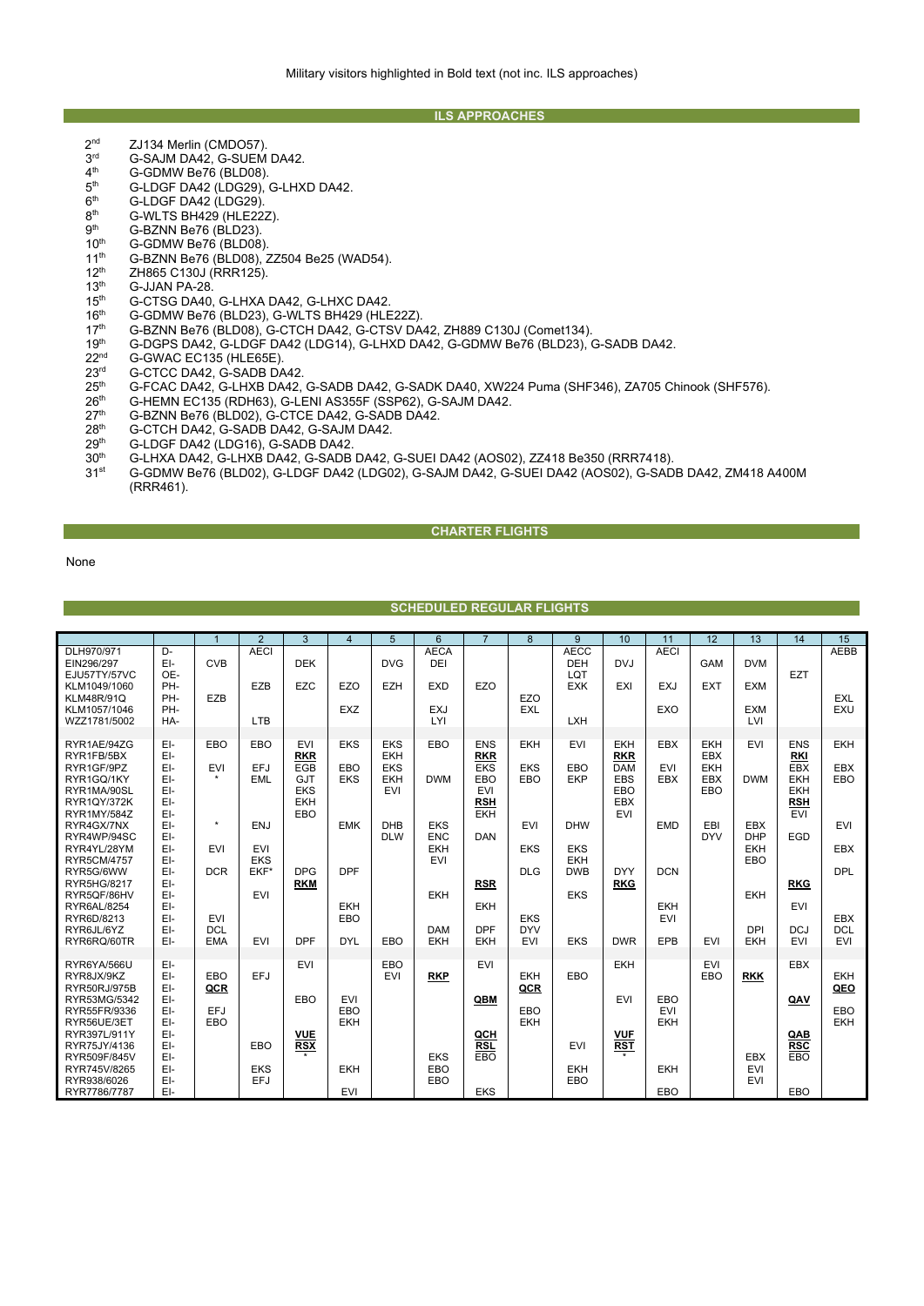Military visitors highlighted in Bold text (not inc. ILS approaches)

## ILS APPROACHES

- 2nd ZJ134 Merlin (CMDO57).
- 3rd G-SAJM DA42, G-SUEM DA42.
- 4th G-GDMW Be76 (BLD08).
- 5th G-LDGF DA42 (LDG29), G-LHXD DA42.
- 6th G-LDGF DA42 (LDG29).
- 8th G-WLTS BH429 (HLE22Z).
- 9th G-BZNN Be76 (BLD23).
- 10th G-GDMW Be76 (BLD08).
- 11th G-BZNN Be76 (BLD08), ZZ504 Be25 (WAD54).
- 12th ZH865 C130J (RRR125).
- 13th G-JJAN PA-28.
- 15th G-CTSG DA40, G-LHXA DA42, G-LHXC DA42.
- 16th G-GDMW Be76 (BLD23), G-WLTS BH429 (HLE22Z).
- 17th G-BZNN Be76 (BLD08), G-CTCH DA42, G-CTSV DA42, ZH889 C130J (Comet134).
- 19th G-DGPS DA42, G-LDGF DA42 (LDG14), G-LHXD DA42, G-GDMW Be76 (BLD23), G-SADB DA42.
- 22nd G-GWAC EC135 (HLE65E).
- 23rd G-CTCC DA42, G-SADB DA42.
- 25th G-FCAC DA42, G-LHXB DA42, G-SADB DA42, G-SADK DA40, XW224 Puma (SHF346), ZA705 Chinook (SHF576).
- 26th G-HEMN EC135 (RDH63), G-LENI AS355F (SSP62), G-SAJM DA42.
- 27th G-BZNN Be76 (BLD02), G-CTCE DA42, G-SADB DA42.
- 28th G-CTCH DA42, G-SADB DA42, G-SAJM DA42.
- 29th G-LDGF DA42 (LDG16), G-SADB DA42.
- 30th G-LHXA DA42, G-LHXB DA42, G-SADB DA42, G-SUEI DA42 (AOS02), ZZ418 Be350 (RRR7418).
- 31st G-GDMW Be76 (BLD02), G-LDGF DA42 (LDG02), G-SAJM DA42, G-SUEI DA42 (AOS02), G-SADB DA42, ZM418 A400M (RRR461).

## CHARTER FLIGHTS

None

## SCHEDULED REGULAR FLIGHTS

| | | 1 | 2 | 3 | 4 | 5 | 6 | 7 | 8 | 9 | 10 | 11 | 12 | 13 | 14 | 15 |
|---|---|---|---|---|---|---|---|---|---|---|---|---|---|---|---|---|
| DLH970/971 | D- | | AECI | | | | AECA | | | AECC | | AECI | | | | AEBB |
| EIN296/297 | EI- | CVB | | DEK | | DVG | DEI | | | DEH | DVJ | | GAM | DVM | | |
| EJU57TY/57VC | OE- | | | | | | | | | LQT | | | | | EZT | |
| KLM1049/1060 | PH- | | EZB | EZC | EZO | EZH | EXD | EZO | | EXK | EXI | EXJ | EXT | EXM | | |
| KLM48R/91Q | PH- | EZB | | | | | | | EZO | | | | | | | EXL |
| KLM1057/1046 | PH- | | | | EXZ | | EXJ | | EXL | | | EXO | | EXM | | EXU |
| WZZ1781/5002 | HA- | | LTB | | | | LYI | | | LXH | | | | LVI | | |
| | | | | | | | | | | | | | | | | |
| RYR1AE/94ZG | EI- | EBO | EBO | EVI | EKS | EKS | EBO | ENS | EKH | EVI | EKH | EBX | EKH | EVI | ENS | EKH |
| RYR1FB/5BX | EI- | | | **RKR** | | EKH | | **RKR** | | | **RKR** | | EBX | | **RKI** | |
| RYR1GF/9PZ | EI- | EVI | EFJ | EGB | EBO | EKS | | EKS | EKS | EBO | DAM | EVI | EKH | | EBX | EBX |
| RYR1GQ/1KY | EI- | * | EML | GJT | EKS | EKH | DWM | EBO | EBO | EKP | EBS | EBX | EBX | DWM | EKH | EBO |
| RYR1MA/90SL | EI- | | | EKS | | EVI | | EVI | | | EBO | | EBO | | EKH | |
| RYR1QY/372K | EI- | | | EKH | | | | **RSH** | | | EBX | | | | **RSH** | |
| RYR1MY/584Z | EI- | | | EBO | | | | EKH | | | EVI | | | | EVI | |
| RYR4GX/7NX | EI- | * | ENJ | | EMK | DHB | EKS | | EVI | DHW | | EMD | EBI | EBX | | EVI |
| RYR4WP/94SC | EI- | | | | | DLW | ENC | DAN | | | | | DYV | DHP | EGD | |
| RYR4YL/28YM | EI- | EVI | EVI | | | | EKH | | EKS | EKS | | | | EKH | | EBX |
| RYR5CM/4757 | EI- | | EKS | | | | EVI | | | EKH | | | | EBO | | |
| RYR5G/6WW | EI- | DCR | EKF* | DPG | DPF | | | | DLG | DWB | DYY | DCN | | | | DPL |
| RYR5HG/8217 | EI- | | | **RKM** | | | | **RSR** | | | **RKG** | | | | **RKG** | |
| RYR5QF/86HV | EI- | | EVI | | | | EKH | | | EKS | | | | EKH | | |
| RYR6AL/8254 | EI- | | | | EKH | | | EKH | | | | EKH | | | EVI | |
| RYR6D/8213 | EI- | EVI | | | EBO | | | | EKS | | | EVI | | | | EBX |
| RYR6JL/6YZ | EI- | DCL | | | | | DAM | DPF | DYV | | | | | DPI | DCJ | DCL |
| RYR6RQ/60TR | EI- | EMA | EVI | DPF | DYL | EBO | EKH | EKH | EVI | EKS | DWR | EPB | EVI | EKH | EVI | EVI |
| | | | | | | | | | | | | | | | | |
| RYR6YA/566U | EI- | | | EVI | | EBO | | EVI | | | EKH | | EVI | | EBX | |
| RYR8JX/9KZ | EI- | EBO | EFJ | | | EVI | **RKP** | | EKH | EBO | | | EBO | **RKK** | | EKH |
| RYR50RJ/975B | EI- | **QCR** | | | | | | | **QCR** | | | | | | | **QEO** |
| RYR53MG/5342 | EI- | | | EBO | EVI | | | **QBM** | | | EVI | EBO | | | **QAV** | |
| RYR55FR/9336 | EI- | EFJ | | | EBO | | | | EBO | | | EVI | | | | EBO |
| RYR56UE/3ET | EI- | EBO | | | EKH | | | | EKH | | | EKH | | | | EKH |
| RYR397L/911Y | EI- | | | **VUE** | | | | **QCH** | | | **VUF** | | | | **QAB** | |
| RYR75JY/4136 | EI- | | EBO | **RSX** | | | | **RSL** | | EVI | **RST** | | | | **RSC** | |
| RYR509F/845V | EI- | | | * | | | EKS | EBO | | | * | | | EBX | EBO | |
| RYR745V/8265 | EI- | | EKS | | EKH | | EBO | | | EKH | | EKH | | EVI | | |
| RYR938/6026 | EI- | | EFJ | | | | EBO | | | EBO | | | | EVI | | |
| RYR7786/7787 | EI- | | | | EVI | | | EKS | | | | EBO | | | EBO | |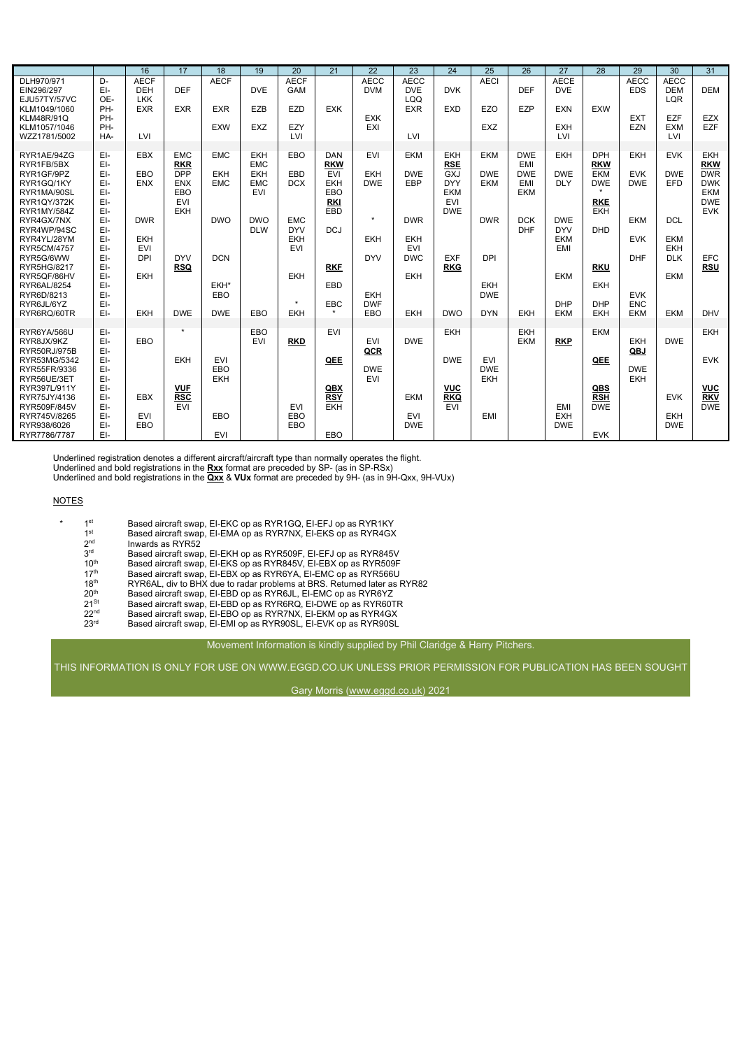| | | 16 | 17 | 18 | 19 | 20 | 21 | 22 | 23 | 24 | 25 | 26 | 27 | 28 | 29 | 30 | 31 |
|---|---|---|---|---|---|---|---|---|---|---|---|---|---|---|---|---|---|
| DLH970/971 | D- | AECF | | AECF | | AECF | | AECC | AECC | | AECI | | AECE | | AECC | AECC | |
| EIN296/297 | EI- | DEH | DEF | | DVE | GAM | | DVM | DVE | DVK | | DEF | DVE | | EDS | DEM | DEM |
| EJU57TY/57VC | OE- | LKK | | | | | | | LQQ | | | | | | | LQR | |
| KLM1049/1060 | PH- | EXR | EXR | EXR | EZB | EZD | EXK | | EXR | EXD | EZO | EZP | EXN | EXW | | | |
| KLM48R/91Q | PH- | | | | | | | EXK | | | | | | | EXT | EZF | EZX |
| KLM1057/1046 | PH- | | | EXW | EXZ | EZY | | EXI | | | EXZ | | EXH | | EZN | EXM | EZF |
| WZZ1781/5002 | HA- | LVI | | | | LVI | | | LVI | | | | LVI | | | LVI | |
| | | | | | | | | | | | | | | | | | |
| RYR1AE/94ZG | EI- | EBX | EMC | EMC | EKH | EBO | DAN | EVI | EKM | EKH | EKM | DWE | EKH | DPH | EKH | EVK | EKH |
| RYR1FB/5BX | EI- | | **RKR** | | EMC | | **RKW** | | | **RSE** | | EMI | | **RKW** | | | **RKW** |
| RYR1GF/9PZ | EI- | EBO | DPP | EKH | EKH | EBD | EVI | EKH | DWE | GXJ | DWE | DWE | DWE | EKM | EVK | DWE | DWR |
| RYR1GQ/1KY | EI- | ENX | ENX | EMC | EMC | DCX | EKH | DWE | EBP | DYY | EKM | EMI | DLY | DWE | DWE | EFD | DWK |
| RYR1MA/90SL | EI- | | EBO | | EVI | | EBO | | | EKM | | EKM | | * | | | EKM |
| RYR1QY/372K | EI- | | EVI | | | | **RKI** | | | EVI | | | | **RKE** | | | DWE |
| RYR1MY/584Z | EI- | | EKH | | | | EBD | | | DWE | | | | EKH | | | EVK |
| RYR4GX/7NX | EI- | DWR | | DWO | DWO | EMC | | * | DWR | | DWR | DCK | DWE | | EKM | DCL | |
| RYR4WP/94SC | EI- | | | | DLW | DYV | DCJ | | | | | DHF | DYV | DHD | | | |
| RYR4YL/28YM | EI- | EKH | | | | EKH | | EKH | EKH | | | | EKM | | EVK | EKM | |
| RYR5CM/4757 | EI- | EVI | | | | EVI | | | EVI | | | | EMI | | | EKH | |
| RYR5G/6WW | EI- | DPI | DYV | DCN | | | | DYV | DWC | EXF | DPI | | | | DHF | DLK | EFC |
| RYR5HG/8217 | EI- | | **RSQ** | | | | **RKF** | | | **RKG** | | | | **RKU** | | | **RSU** |
| RYR5QF/86HV | EI- | EKH | | | | EKH | | | EKH | | | | EKM | | | EKM | |
| RYR6AL/8254 | EI- | | | EKH* | | | EBD | | | | EKH | | | EKH | | | |
| RYR6D/8213 | EI- | | | EBO | | | | EKH | | | DWE | | | | EVK | | |
| RYR6JL/6YZ | EI- | | | | | * | EBC | DWF | | | | | DHP | DHP | ENC | | |
| RYR6RQ/60TR | EI- | EKH | DWE | DWE | EBO | EKH | * | EBO | EKH | DWO | DYN | EKH | EKM | EKH | EKM | EKM | DHV |
| | | | | | | | | | | | | | | | | | |
| RYR6YA/566U | EI- | | * | | EBO | | EVI | | | EKH | | EKH | | EKM | | | EKH |
| RYR8JX/9KZ | EI- | EBO | | | EVI | **RKD** | | EVI | DWE | | | EKM | **RKP** | | EKH | DWE | |
| RYR50RJ/975B | EI- | | | | | | | **QCR** | | | | | | | **QBJ** | | |
| RYR53MG/5342 | EI- | | EKH | EVI | | | **QEE** | | | DWE | EVI | | | **QEE** | | | EVK |
| RYR55FR/9336 | EI- | | | EBO | | | | DWE | | | DWE | | | | DWE | | |
| RYR56UE/3ET | EI- | | | EKH | | | | EVI | | | EKH | | | | EKH | | |
| RYR397L/911Y | EI- | | **VUF** | | | | **QBX** | | | **VUC** | | | | **QBS** | | | **VUC** |
| RYR75JY/4136 | EI- | EBX | **RSC** | | | | **RSY** | | EKM | **RKQ** | | | | **RSH** | | EVK | **RKV** |
| RYR509F/845V | EI- | | EVI | | | EVI | EKH | | | EVI | | | EMI | DWE | | | DWE |
| RYR745V/8265 | EI- | EVI | | EBO | | EBO | | | EVI | | EMI | | EXH | | | EKH | |
| RYR938/6026 | EI- | EBO | | | | EBO | | | DWE | | | | DWE | | | DWE | |
| RYR7786/7787 | EI- | | | EVI | | | EBO | | | | | | | EVK | | | |

Underlined registration denotes a different aircraft/aircraft type than normally operates the flight.
Underlined and bold registrations in the **Rxx** format are preceded by SP- (as in SP-RSx)
Underlined and bold registrations in the **Qxx** & **VUx** format are preceded by 9H- (as in 9H-Qxx, 9H-VUx)

NOTES

| | | |
|---|---|---|
| * | 1st | Based aircraft swap, EI-EKC op as RYR1GQ, EI-EFJ op as RYR1KY |
| | 1st | Based aircraft swap, EI-EMA op as RYR7NX, EI-EKS op as RYR4GX |
| | 2nd | Inwards as RYR52 |
| | 3rd | Based aircraft swap, EI-EKH op as RYR509F, EI-EFJ op as RYR845V |
| | 10th | Based aircraft swap, EI-EKS op as RYR845V, EI-EBX op as RYR509F |
| | 17th | Based aircraft swap, EI-EBX op as RYR6YA, EI-EMC op as RYR566U |
| | 18th | RYR6AL, div to BHX due to radar problems at BRS. Returned later as RYR82 |
| | 20th | Based aircraft swap, EI-EBD op as RYR6JL, EI-EMC op as RYR6YZ |
| | 21St | Based aircraft swap, EI-EBD op as RYR6RQ, EI-DWE op as RYR60TR |
| | 22nd | Based aircraft swap, EI-EBO op as RYR7NX, EI-EKM op as RYR4GX |
| | 23rd | Based aircraft swap, EI-EMI op as RYR90SL, EI-EVK op as RYR90SL |

Movement Information is kindly supplied by Phil Claridge & Harry Pitchers.

THIS INFORMATION IS ONLY FOR USE ON WWW.EGGD.CO.UK UNLESS PRIOR PERMISSION FOR PUBLICATION HAS BEEN SOUGHT

Gary Morris (www.eggd.co.uk) 2021